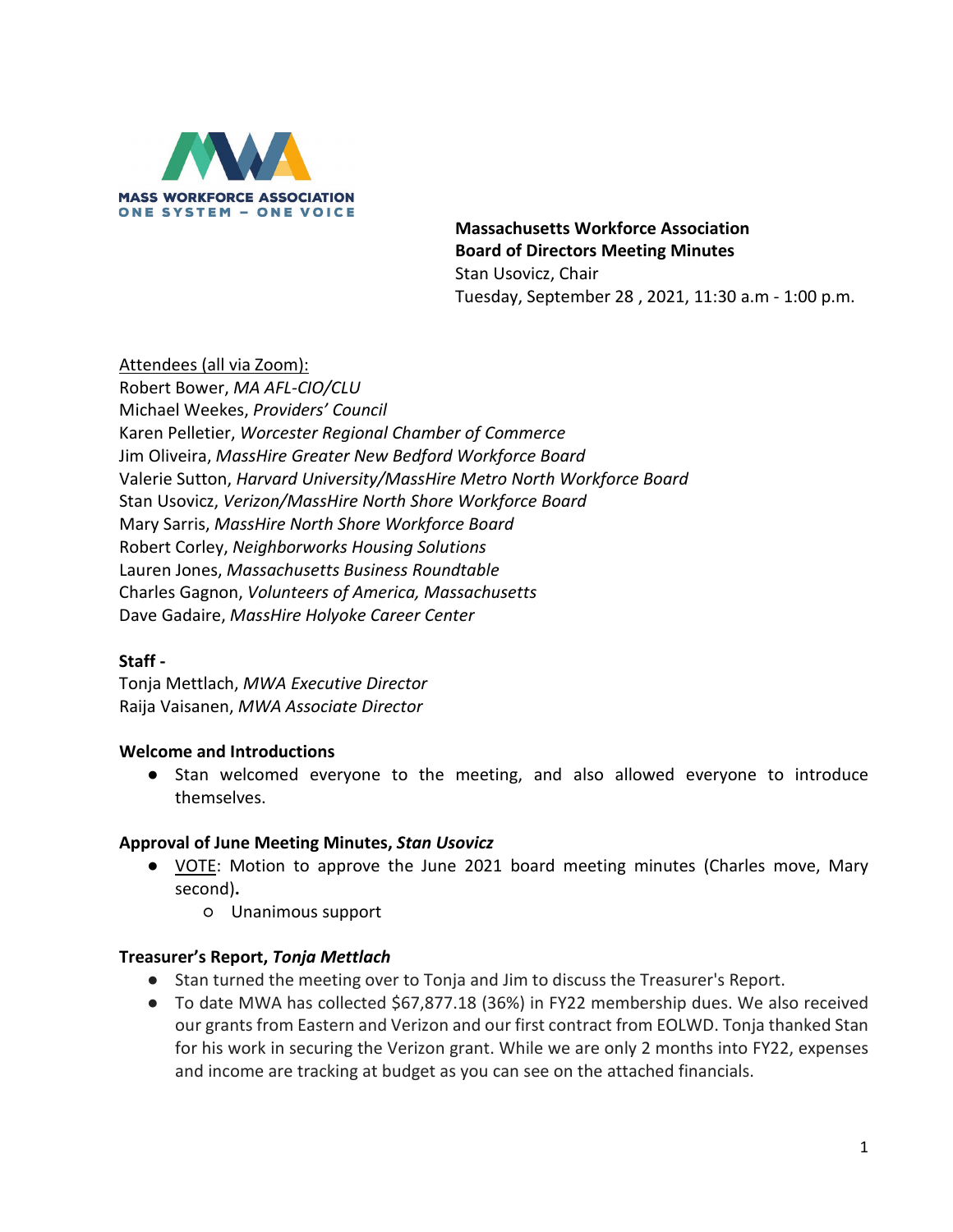MASS WORKFORCE ASSOCIATION
ONE SYSTEM – ONE VOICE

**Massachusetts Workforce Association**
**Board of Directors Meeting Minutes**
Stan Usovicz, Chair
Tuesday, September 28 , 2021, 11:30 a.m - 1:00 p.m.

Attendees (all via Zoom):
Robert Bower, *MA AFL-CIO/CLU*
Michael Weekes, *Providers' Council*
Karen Pelletier, *Worcester Regional Chamber of Commerce*
Jim Oliveira, *MassHire Greater New Bedford Workforce Board*
Valerie Sutton, *Harvard University/MassHire Metro North Workforce Board*
Stan Usovicz, *Verizon/MassHire North Shore Workforce Board*
Mary Sarris, *MassHire North Shore Workforce Board*
Robert Corley, *Neighborworks Housing Solutions*
Lauren Jones, *Massachusetts Business Roundtable*
Charles Gagnon, *Volunteers of America, Massachusetts*
Dave Gadaire, *MassHire Holyoke Career Center*

**Staff -**
Tonja Mettlach, *MWA Executive Director*
Raija Vaisanen, *MWA Associate Director*

**Welcome and Introductions**

- Stan welcomed everyone to the meeting, and also allowed everyone to introduce themselves.

**Approval of June Meeting Minutes, *Stan Usovicz***

- VOTE: Motion to approve the June 2021 board meeting minutes (Charles move, Mary second)**.**
  - Unanimous support

**Treasurer's Report, *Tonja Mettlach***

- Stan turned the meeting over to Tonja and Jim to discuss the Treasurer's Report.
- To date MWA has collected $67,877.18 (36%) in FY22 membership dues. We also received our grants from Eastern and Verizon and our first contract from EOLWD. Tonja thanked Stan for his work in securing the Verizon grant. While we are only 2 months into FY22, expenses and income are tracking at budget as you can see on the attached financials.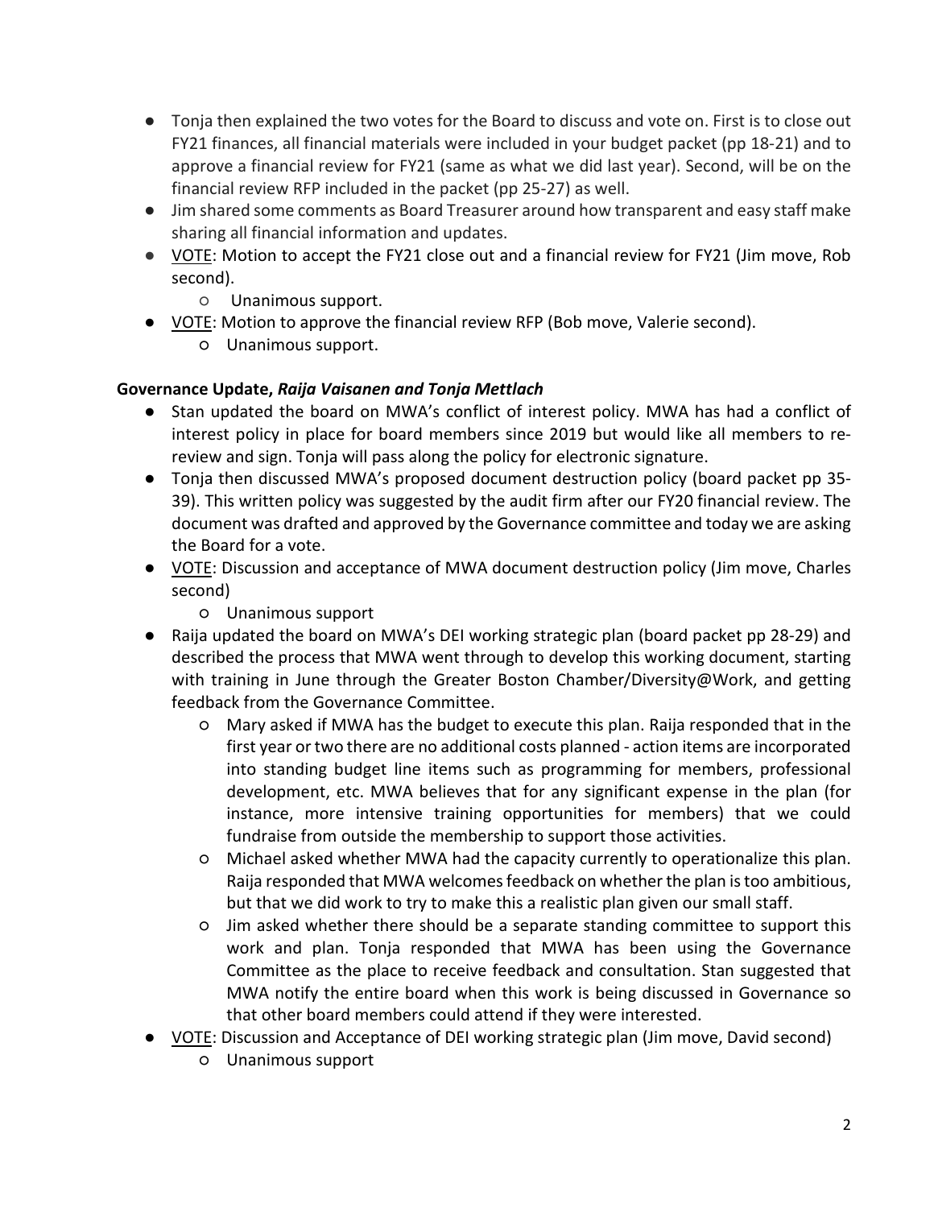- Tonja then explained the two votes for the Board to discuss and vote on. First is to close out FY21 finances, all financial materials were included in your budget packet (pp 18-21) and to approve a financial review for FY21 (same as what we did last year). Second, will be on the financial review RFP included in the packet (pp 25-27) as well.
- Jim shared some comments as Board Treasurer around how transparent and easy staff make sharing all financial information and updates.
- VOTE: Motion to accept the FY21 close out and a financial review for FY21 (Jim move, Rob second).
    - Unanimous support.
- VOTE: Motion to approve the financial review RFP (Bob move, Valerie second).
    - Unanimous support.

**Governance Update, *Raija Vaisanen and Tonja Mettlach***

- Stan updated the board on MWA's conflict of interest policy. MWA has had a conflict of interest policy in place for board members since 2019 but would like all members to re-review and sign. Tonja will pass along the policy for electronic signature.
- Tonja then discussed MWA's proposed document destruction policy (board packet pp 35-39). This written policy was suggested by the audit firm after our FY20 financial review. The document was drafted and approved by the Governance committee and today we are asking the Board for a vote.
- VOTE: Discussion and acceptance of MWA document destruction policy (Jim move, Charles second)
    - Unanimous support
- Raija updated the board on MWA's DEI working strategic plan (board packet pp 28-29) and described the process that MWA went through to develop this working document, starting with training in June through the Greater Boston Chamber/Diversity@Work, and getting feedback from the Governance Committee.
    - Mary asked if MWA has the budget to execute this plan. Raija responded that in the first year or two there are no additional costs planned - action items are incorporated into standing budget line items such as programming for members, professional development, etc. MWA believes that for any significant expense in the plan (for instance, more intensive training opportunities for members) that we could fundraise from outside the membership to support those activities.
    - Michael asked whether MWA had the capacity currently to operationalize this plan. Raija responded that MWA welcomes feedback on whether the plan is too ambitious, but that we did work to try to make this a realistic plan given our small staff.
    - Jim asked whether there should be a separate standing committee to support this work and plan. Tonja responded that MWA has been using the Governance Committee as the place to receive feedback and consultation. Stan suggested that MWA notify the entire board when this work is being discussed in Governance so that other board members could attend if they were interested.
- VOTE: Discussion and Acceptance of DEI working strategic plan (Jim move, David second)
    - Unanimous support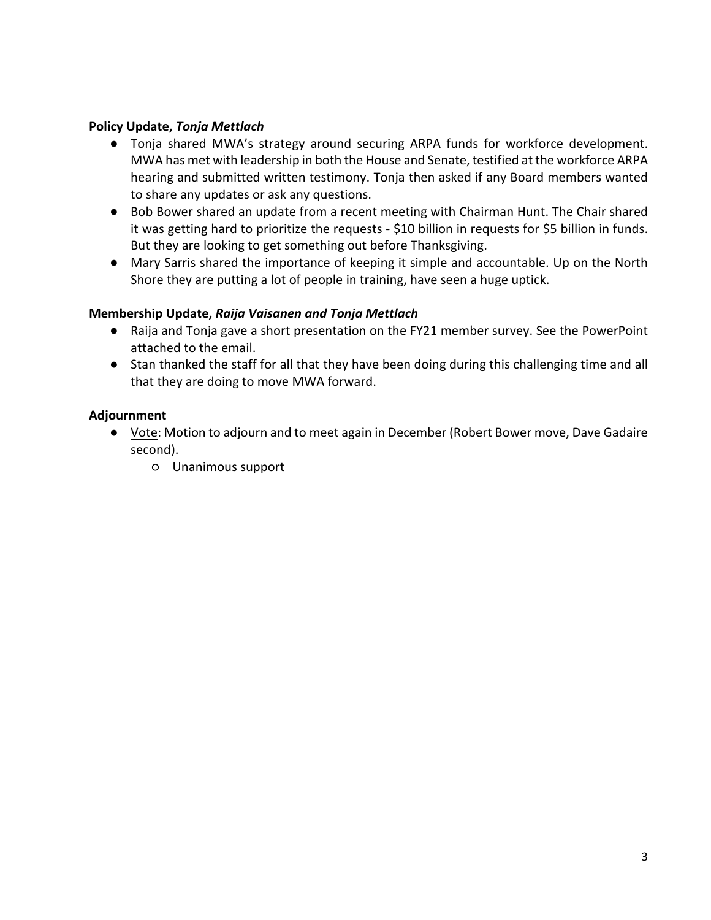**Policy Update,** ***Tonja Mettlach***

- Tonja shared MWA's strategy around securing ARPA funds for workforce development. MWA has met with leadership in both the House and Senate, testified at the workforce ARPA hearing and submitted written testimony. Tonja then asked if any Board members wanted to share any updates or ask any questions.
- Bob Bower shared an update from a recent meeting with Chairman Hunt. The Chair shared it was getting hard to prioritize the requests - $10 billion in requests for $5 billion in funds. But they are looking to get something out before Thanksgiving.
- Mary Sarris shared the importance of keeping it simple and accountable. Up on the North Shore they are putting a lot of people in training, have seen a huge uptick.

**Membership Update,** ***Raija Vaisanen and Tonja Mettlach***

- Raija and Tonja gave a short presentation on the FY21 member survey. See the PowerPoint attached to the email.
- Stan thanked the staff for all that they have been doing during this challenging time and all that they are doing to move MWA forward.

**Adjournment**

- <u>Vote</u>: Motion to adjourn and to meet again in December (Robert Bower move, Dave Gadaire second).
    - Unanimous support